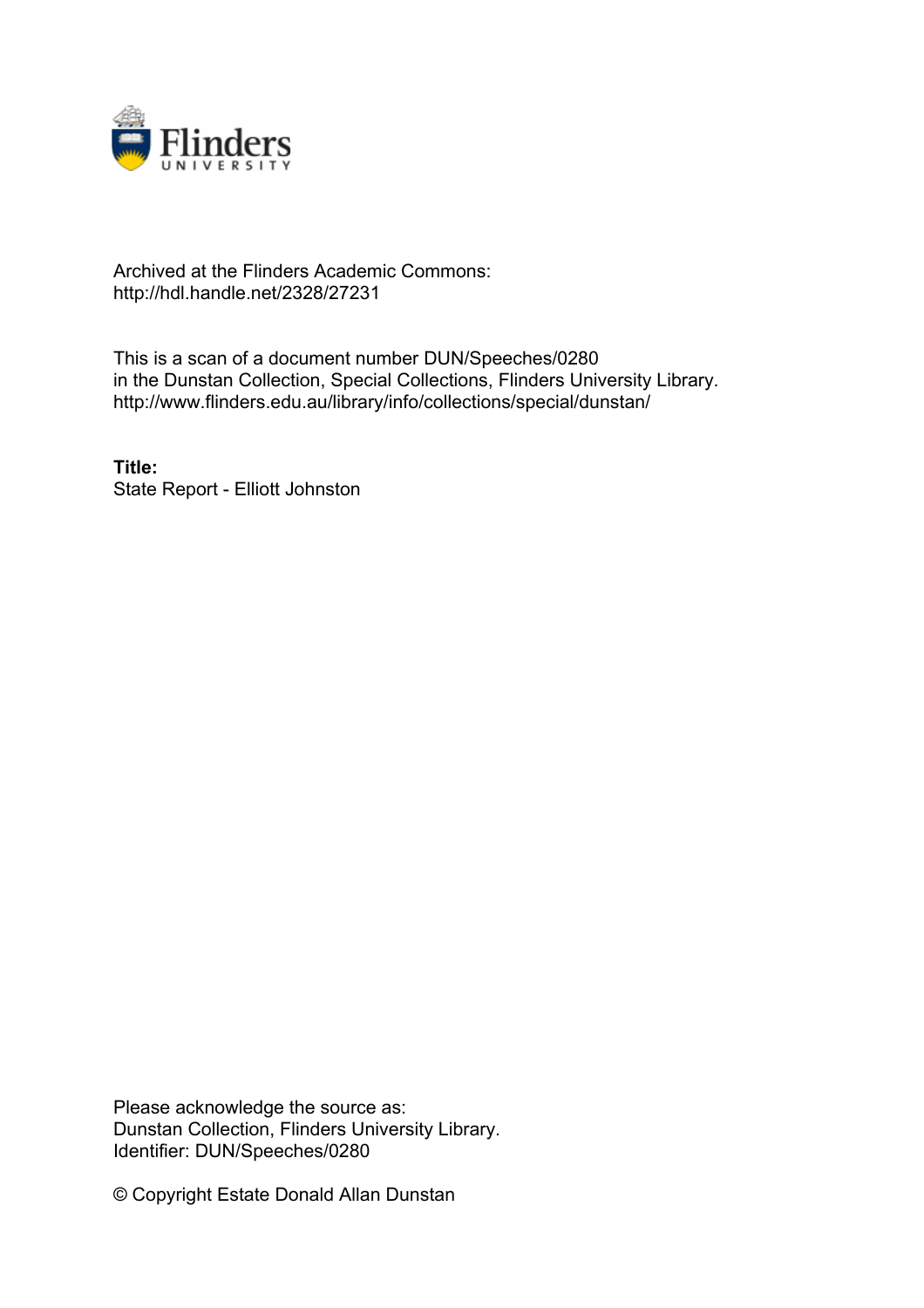Archived at the Flinders Academic Commons:
http://hdl.handle.net/2328/27231

This is a scan of a document number DUN/Speeches/0280 in the Dunstan Collection, Special Collections, Flinders University Library.
http://www.flinders.edu.au/library/info/collections/special/dunstan/

**Title:**
State Report - Elliott Johnston

Please acknowledge the source as:
Dunstan Collection, Flinders University Library.
Identifier: DUN/Speeches/0280

© Copyright Estate Donald Allan Dunstan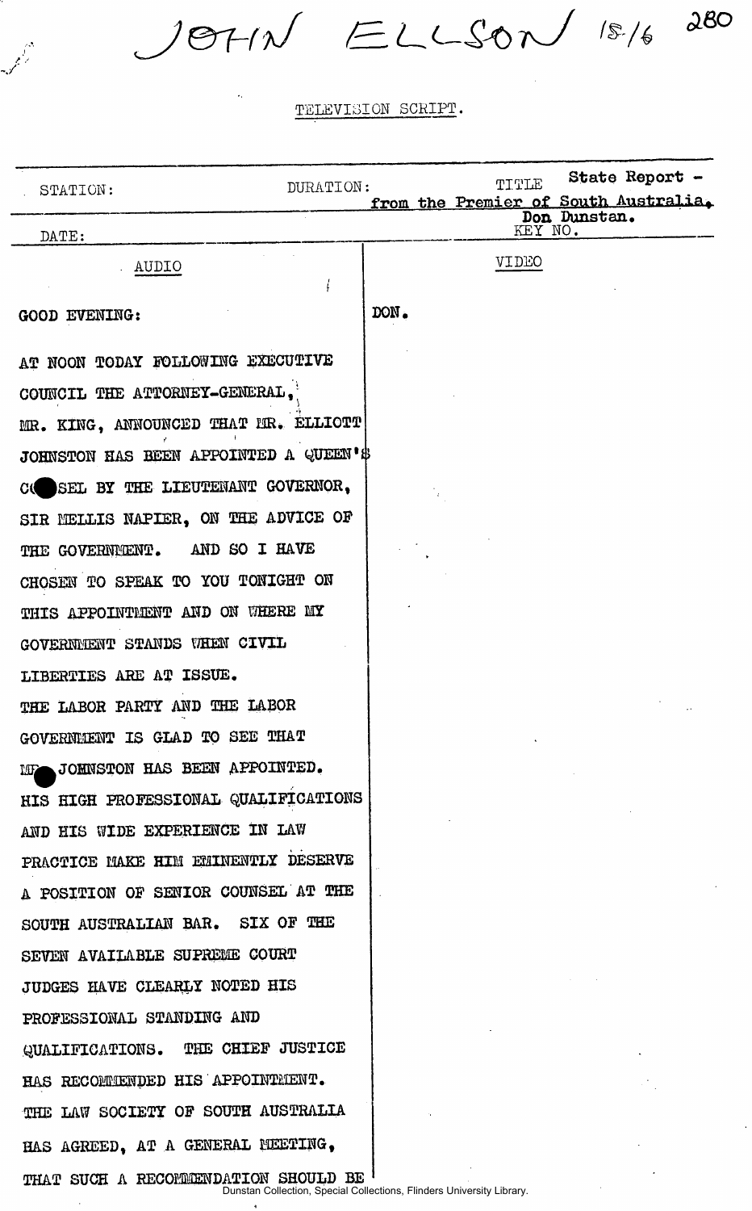JOHN ELLSON 15/6 280

TELEVISION SCRIPT.

| STATION: | DURATION: | TITLE State Report - from the Premier of South Australia, Don Dunstan. |
|---|---|---|
| DATE: | | KEY NO. |

| AUDIO | VIDEO |
|---|---|
| GOOD EVENING: | DON. |
| AT NOON TODAY FOLLOWING EXECUTIVE COUNCIL THE ATTORNEY-GENERAL, MR. KING, ANNOUNCED THAT MR. ELLIOTT JOHNSTON HAS BEEN APPOINTED A QUEEN'S COUNSEL BY THE LIEUTENANT GOVERNOR, SIR MELLIS NAPIER, ON THE ADVICE OF THE GOVERNMENT. AND SO I HAVE CHOSEN TO SPEAK TO YOU TONIGHT ON THIS APPOINTMENT AND ON WHERE MY GOVERNMENT STANDS WHEN CIVIL LIBERTIES ARE AT ISSUE. | |
| THE LABOR PARTY AND THE LABOR GOVERNMENT IS GLAD TO SEE THAT MR. JOHNSTON HAS BEEN APPOINTED. HIS HIGH PROFESSIONAL QUALIFICATIONS AND HIS WIDE EXPERIENCE IN LAW PRACTICE MAKE HIM EMINENTLY DESERVE A POSITION OF SENIOR COUNSEL AT THE SOUTH AUSTRALIAN BAR. SIX OF THE SEVEN AVAILABLE SUPREME COURT JUDGES HAVE CLEARLY NOTED HIS PROFESSIONAL STANDING AND QUALIFICATIONS. THE CHIEF JUSTICE HAS RECOMMENDED HIS APPOINTMENT. THE LAW SOCIETY OF SOUTH AUSTRALIA HAS AGREED, AT A GENERAL MEETING, THAT SUCH A RECOMMENDATION SHOULD BE | |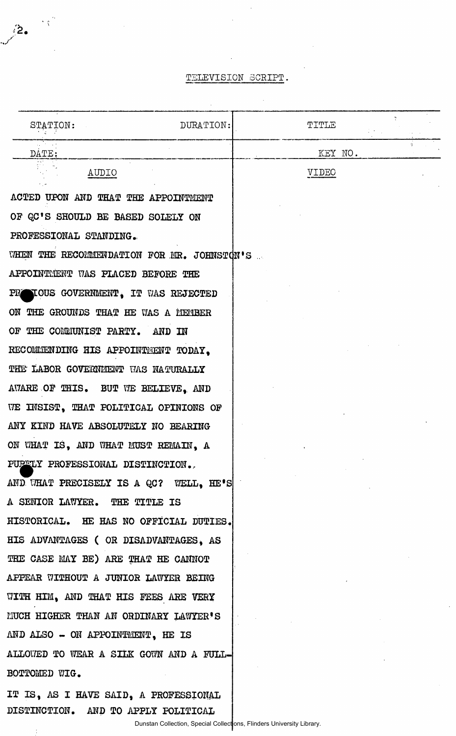TELEVISION SCRIPT.

| STATION: | DURATION: | TITLE |
|---|---|---|
| DATE: | | KEY NO. |
| AUDIO | | VIDEO |

ACTED UPON AND THAT THE APPOINTMENT OF QC'S SHOULD BE BASED SOLELY ON PROFESSIONAL STANDING.

WHEN THE RECOMMENDATION FOR MR. JOHNSTON'S APPOINTMENT WAS PLACED BEFORE THE PREVIOUS GOVERNMENT, IT WAS REJECTED ON THE GROUNDS THAT HE WAS A MEMBER OF THE COMMUNIST PARTY. AND IN RECOMMENDING HIS APPOINTMENT TODAY, THE LABOR GOVERNMENT WAS NATURALLY AWARE OF THIS. BUT WE BELIEVE, AND WE INSIST, THAT POLITICAL OPINIONS OF ANY KIND HAVE ABSOLUTELY NO BEARING ON WHAT IS, AND WHAT MUST REMAIN, A PURELY PROFESSIONAL DISTINCTION.

AND WHAT PRECISELY IS A QC? WELL, HE'S A SENIOR LAWYER. THE TITLE IS HISTORICAL. HE HAS NO OFFICIAL DUTIES. HIS ADVANTAGES ( OR DISADVANTAGES, AS THE CASE MAY BE) ARE THAT HE CANNOT APPEAR WITHOUT A JUNIOR LAWYER BEING WITH HIM, AND THAT HIS FEES ARE VERY MUCH HIGHER THAN AN ORDINARY LAWYER'S AND ALSO - ON APPOINTMENT, HE IS ALLOWED TO WEAR A SILK GOWN AND A FULL-BOTTOMED WIG.

IT IS, AS I HAVE SAID, A PROFESSIONAL DISTINCTION. AND TO APPLY POLITICAL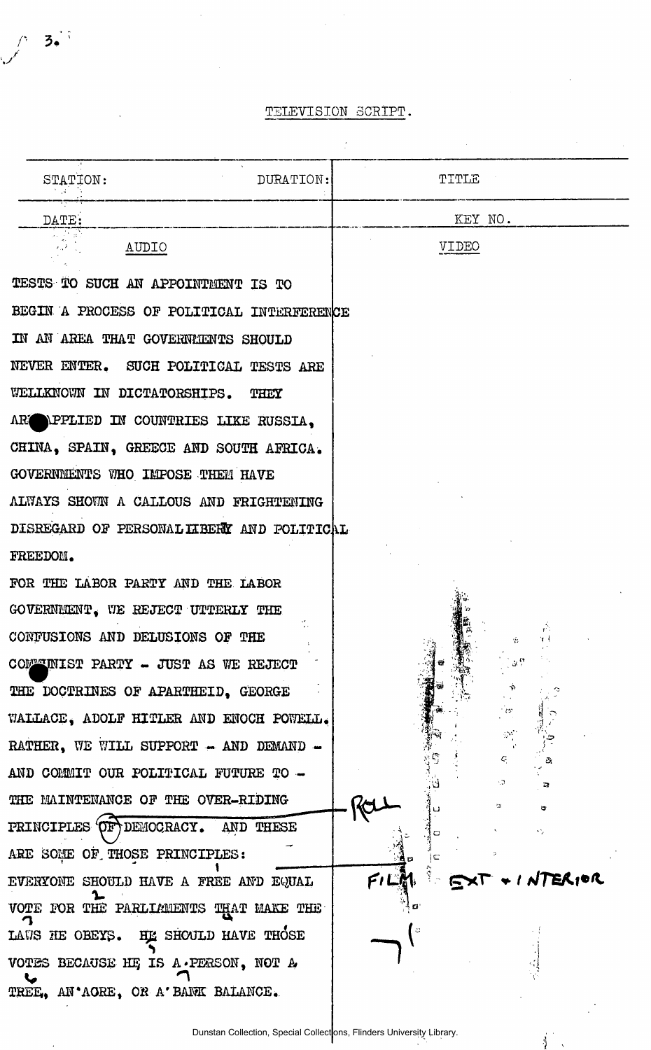3.

TELEVISION SCRIPT.

| STATION: | DURATION: | TITLE |
|---|---|---|
| DATE: | | KEY NO. |

| AUDIO | VIDEO |
|---|---|
| TESTS TO SUCH AN APPOINTMENT IS TO BEGIN A PROCESS OF POLITICAL INTERFERENCE IN AN AREA THAT GOVERNMENTS SHOULD NEVER ENTER. SUCH POLITICAL TESTS ARE WELLKNOWN IN DICTATORSHIPS. THEY ARE APPLIED IN COUNTRIES LIKE RUSSIA, CHINA, SPAIN, GREECE AND SOUTH AFRICA. GOVERNMENTS WHO IMPOSE THEM HAVE ALWAYS SHOWN A CALLOUS AND FRIGHTENING DISREGARD OF PERSONAL LIBERTY AND POLITICAL FREEDOM. | |
| FOR THE LABOR PARTY AND THE LABOR GOVERNMENT, WE REJECT UTTERLY THE CONFUSIONS AND DELUSIONS OF THE COMMUNIST PARTY - JUST AS WE REJECT THE DOCTRINES OF APARTHEID, GEORGE WALLACE, ADOLF HITLER AND ENOCH POWELL. RATHER, WE WILL SUPPORT - AND DEMAND - AND COMMIT OUR POLITICAL FUTURE TO - THE MAINTENANCE OF THE OVER-RIDING PRINCIPLES OF DEMOCRACY. AND THESE ARE SOME OF THOSE PRINCIPLES: | ROLL |
| EVERYONE SHOULD HAVE A FREE AND EQUAL VOTE FOR THE PARLIAMENTS THAT MAKE THE LAWS HE OBEYS. HE SHOULD HAVE THOSE VOTES BECAUSE HE IS A PERSON, NOT A TREE, AN ACRE, OR A BANK BALANCE. | FILM EXT + INTERIOR |

Dunstan Collection, Special Collections, Flinders University Library.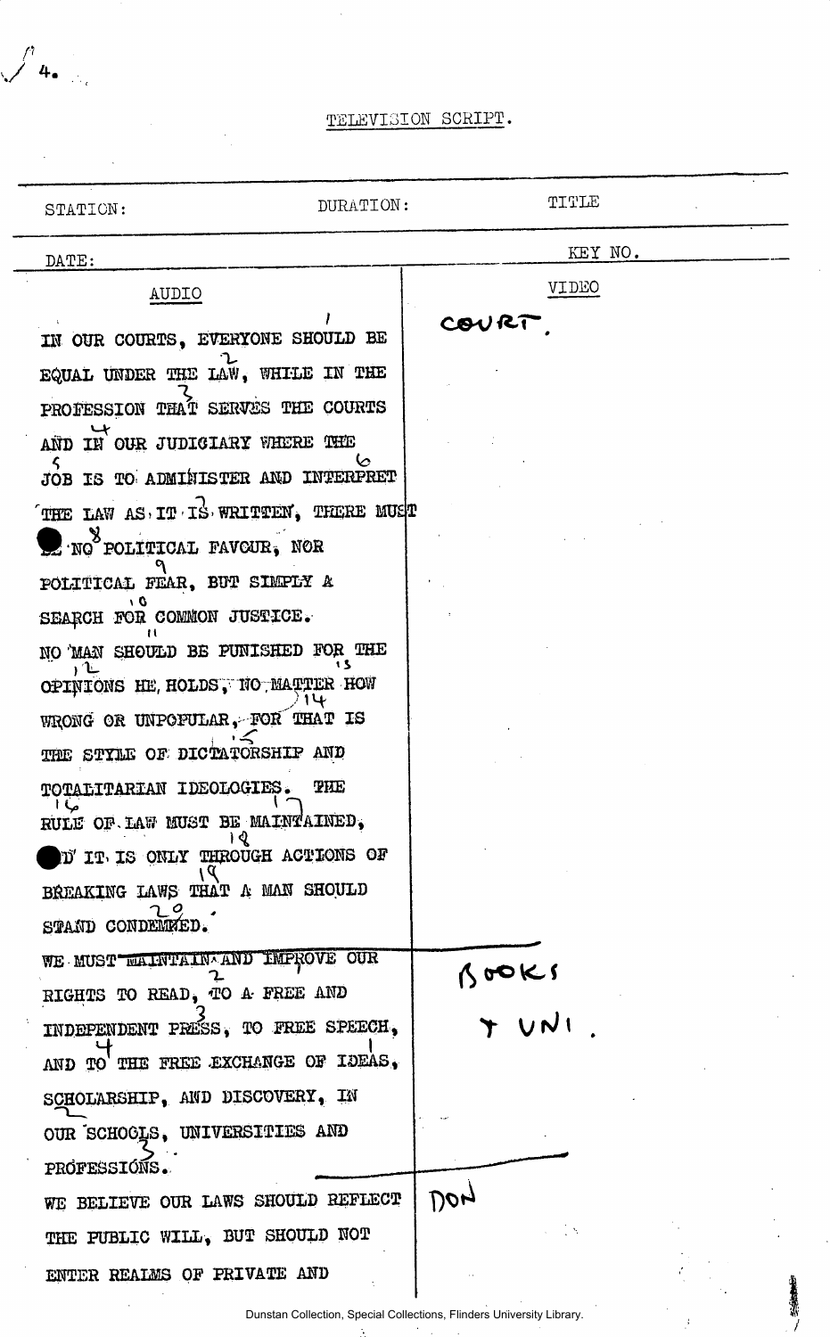# TELEVISION SCRIPT.

| STATION: | DURATION: | TITLE |
|---|---|---|
| DATE: | | KEY NO. |

| AUDIO | VIDEO |
|---|---|
| IN OUR COURTS, EVERYONE SHOULD BE EQUAL UNDER THE LAW, WHILE IN THE PROFESSION THAT SERVES THE COURTS AND IN OUR JUDICIARY WHERE THE JOB IS TO ADMINISTER AND INTERPRET THE LAW AS IT IS WRITTEN, THERE MUST BE NO POLITICAL FAVOUR, NOR POLITICAL FEAR, BUT SIMPLY A SEARCH FOR COMMON JUSTICE. NO MAN SHOULD BE PUNISHED FOR THE OPINIONS HE HOLDS, NO MATTER HOW WRONG OR UNPOPULAR, FOR THAT IS THE STYLE OF DICTATORSHIP AND TOTALITARIAN IDEOLOGIES. THE RULE OF LAW MUST BE MAINTAINED, AND IT IS ONLY THROUGH ACTIONS OF BREAKING LAWS THAT A MAN SHOULD STAND CONDEMNED. | COURT. |
| WE MUST ~~MAINTAIN AND~~ IMPROVE OUR RIGHTS TO READ, TO A FREE AND INDEPENDENT PRESS, TO FREE SPEECH, AND TO THE FREE EXCHANGE OF IDEAS, SCHOLARSHIP, AND DISCOVERY, IN OUR SCHOOLS, UNIVERSITIES AND PROFESSIONS. | BOOKS + UNI. |
| WE BELIEVE OUR LAWS SHOULD REFLECT THE PUBLIC WILL, BUT SHOULD NOT ENTER REALMS OF PRIVATE AND | DON |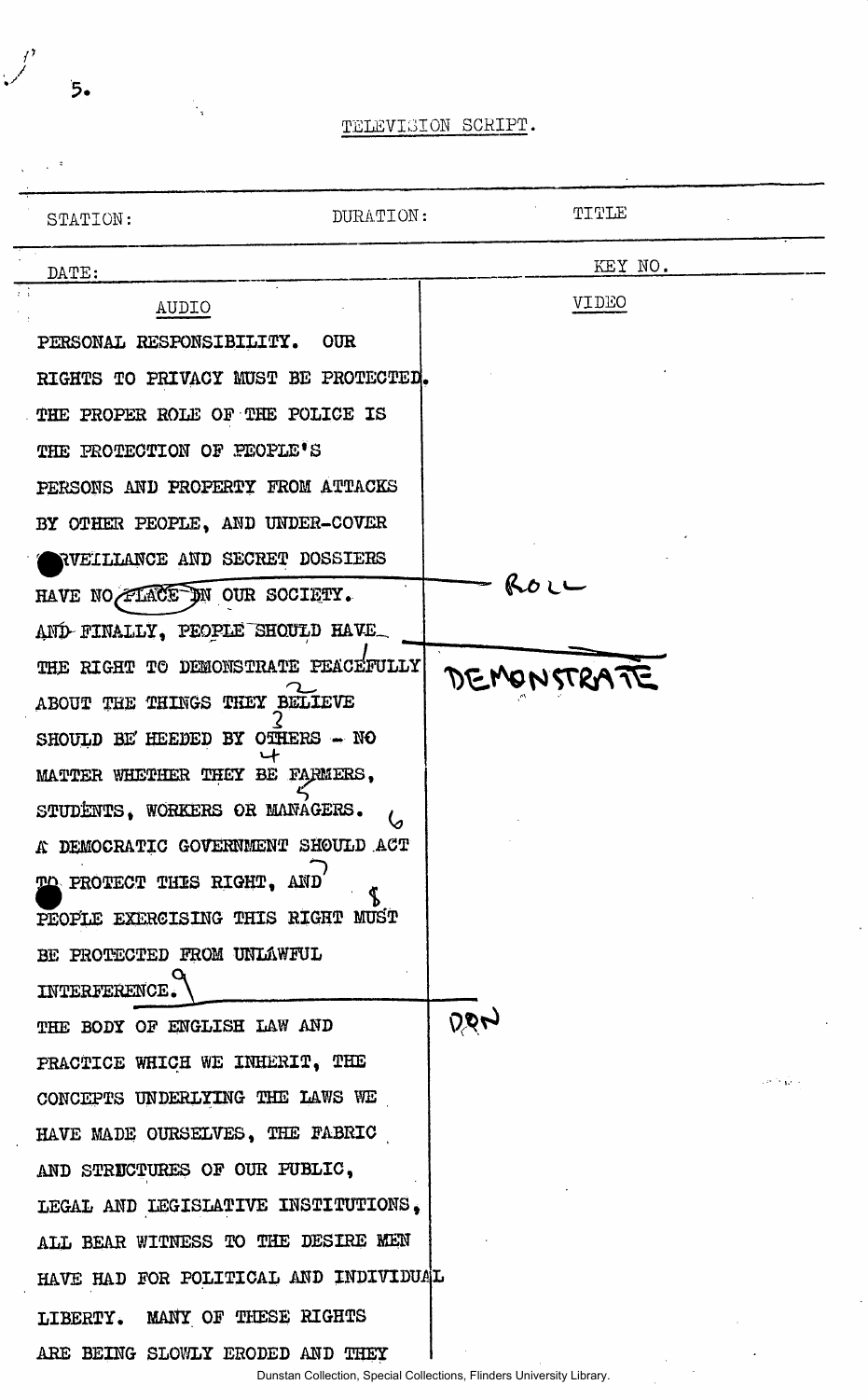TELEVISION SCRIPT.

| STATION: | DURATION: | TITLE |
|---|---|---|
| DATE: | | KEY NO. |

| AUDIO | VIDEO |
|---|---|
| PERSONAL RESPONSIBILITY. OUR RIGHTS TO PRIVACY MUST BE PROTECTED. THE PROPER ROLE OF THE POLICE IS THE PROTECTION OF PEOPLE'S PERSONS AND PROPERTY FROM ATTACKS BY OTHER PEOPLE, AND UNDER-COVER SURVEILLANCE AND SECRET DOSSIERS HAVE NO PLACE IN OUR SOCIETY. | ROLL |
| AND FINALLY, PEOPLE SHOULD HAVE THE RIGHT TO DEMONSTRATE PEACEFULLY ABOUT THE THINGS THEY BELIEVE SHOULD BE HEEDED BY OTHERS - NO MATTER WHETHER THEY BE FARMERS, STUDENTS, WORKERS OR MANAGERS. A DEMOCRATIC GOVERNMENT SHOULD ACT TO PROTECT THIS RIGHT, AND PEOPLE EXERCISING THIS RIGHT MUST BE PROTECTED FROM UNLAWFUL INTERFERENCE. | DEMONSTRATE |
| THE BODY OF ENGLISH LAW AND PRACTICE WHICH WE INHERIT, THE CONCEPTS UNDERLYING THE LAWS WE HAVE MADE OURSELVES, THE FABRIC AND STRUCTURES OF OUR PUBLIC, LEGAL AND LEGISLATIVE INSTITUTIONS, ALL BEAR WITNESS TO THE DESIRE MEN HAVE HAD FOR POLITICAL AND INDIVIDUAL LIBERTY. MANY OF THESE RIGHTS ARE BEING SLOWLY ERODED AND THEY | DON |

Dunstan Collection, Special Collections, Flinders University Library.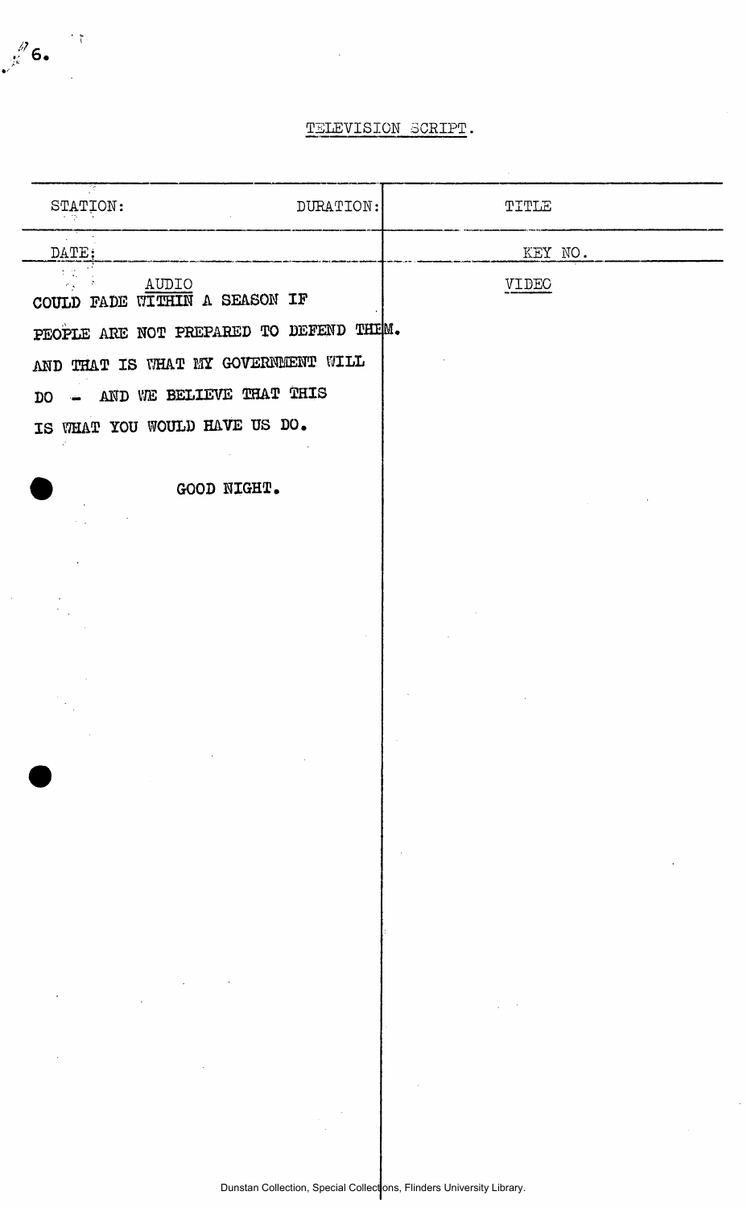TELEVISION SCRIPT.

| STATION: | DURATION: | TITLE |
| --- | --- | --- |
| DATE: | | KEY NO. |

| AUDIO | VIDEO |
| --- | --- |
| COULD FADE WITHIN A SEASON IF PEOPLE ARE NOT PREPARED TO DEFEND THEM. AND THAT IS WHAT MY GOVERNMENT WILL DO - AND WE BELIEVE THAT THIS IS WHAT YOU WOULD HAVE US DO. | |
| GOOD NIGHT. | |

Dunstan Collection, Special Collections, Flinders University Library.